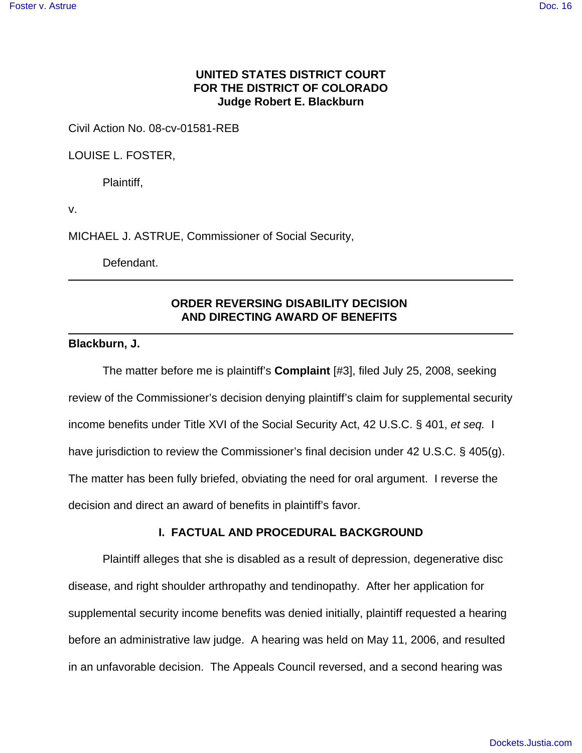**UNITED STATES DISTRICT COURT**
**FOR THE DISTRICT OF COLORADO**
**Judge Robert E. Blackburn**

Civil Action No. 08-cv-01581-REB

LOUISE L. FOSTER,

Plaintiff,

v.

MICHAEL J. ASTRUE, Commissioner of Social Security,

Defendant.

---

**ORDER REVERSING DISABILITY DECISION**
**AND DIRECTING AWARD OF BENEFITS**

---

**Blackburn, J.**

The matter before me is plaintiff's **Complaint** [#3], filed July 25, 2008, seeking review of the Commissioner's decision denying plaintiff's claim for supplemental security income benefits under Title XVI of the Social Security Act, 42 U.S.C. § 401, *et seq.* I have jurisdiction to review the Commissioner's final decision under 42 U.S.C. § 405(g). The matter has been fully briefed, obviating the need for oral argument. I reverse the decision and direct an award of benefits in plaintiff's favor.

## I. FACTUAL AND PROCEDURAL BACKGROUND

Plaintiff alleges that she is disabled as a result of depression, degenerative disc disease, and right shoulder arthropathy and tendinopathy. After her application for supplemental security income benefits was denied initially, plaintiff requested a hearing before an administrative law judge. A hearing was held on May 11, 2006, and resulted in an unfavorable decision. The Appeals Council reversed, and a second hearing was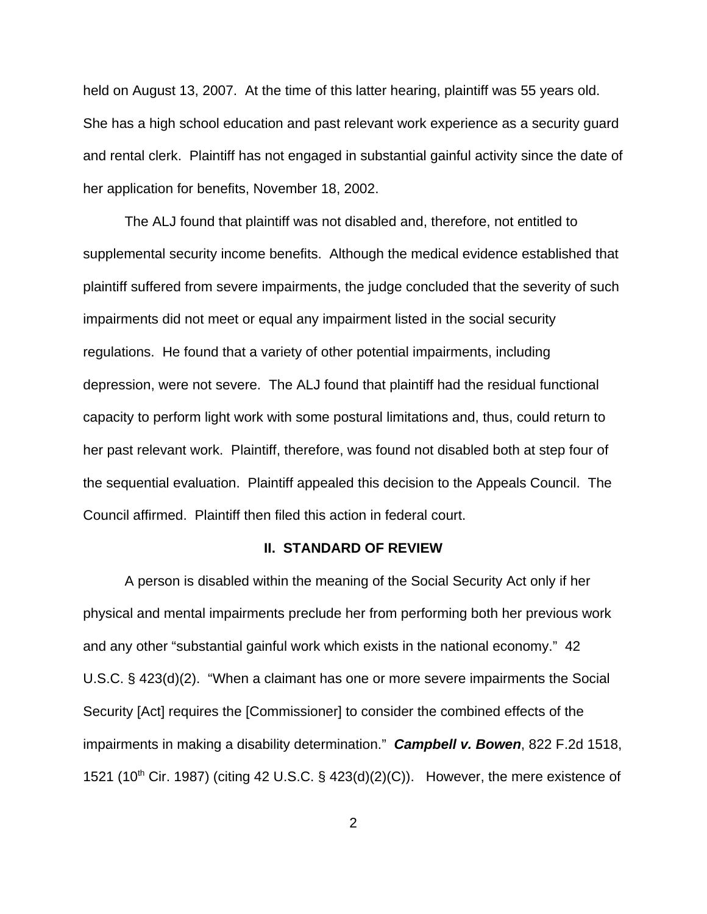held on August 13, 2007. At the time of this latter hearing, plaintiff was 55 years old. She has a high school education and past relevant work experience as a security guard and rental clerk. Plaintiff has not engaged in substantial gainful activity since the date of her application for benefits, November 18, 2002.

The ALJ found that plaintiff was not disabled and, therefore, not entitled to supplemental security income benefits. Although the medical evidence established that plaintiff suffered from severe impairments, the judge concluded that the severity of such impairments did not meet or equal any impairment listed in the social security regulations. He found that a variety of other potential impairments, including depression, were not severe. The ALJ found that plaintiff had the residual functional capacity to perform light work with some postural limitations and, thus, could return to her past relevant work. Plaintiff, therefore, was found not disabled both at step four of the sequential evaluation. Plaintiff appealed this decision to the Appeals Council. The Council affirmed. Plaintiff then filed this action in federal court.

## II. STANDARD OF REVIEW

A person is disabled within the meaning of the Social Security Act only if her physical and mental impairments preclude her from performing both her previous work and any other "substantial gainful work which exists in the national economy." 42 U.S.C. § 423(d)(2). "When a claimant has one or more severe impairments the Social Security [Act] requires the [Commissioner] to consider the combined effects of the impairments in making a disability determination." ***Campbell v. Bowen***, 822 F.2d 1518, 1521 (10th Cir. 1987) (citing 42 U.S.C. § 423(d)(2)(C)). However, the mere existence of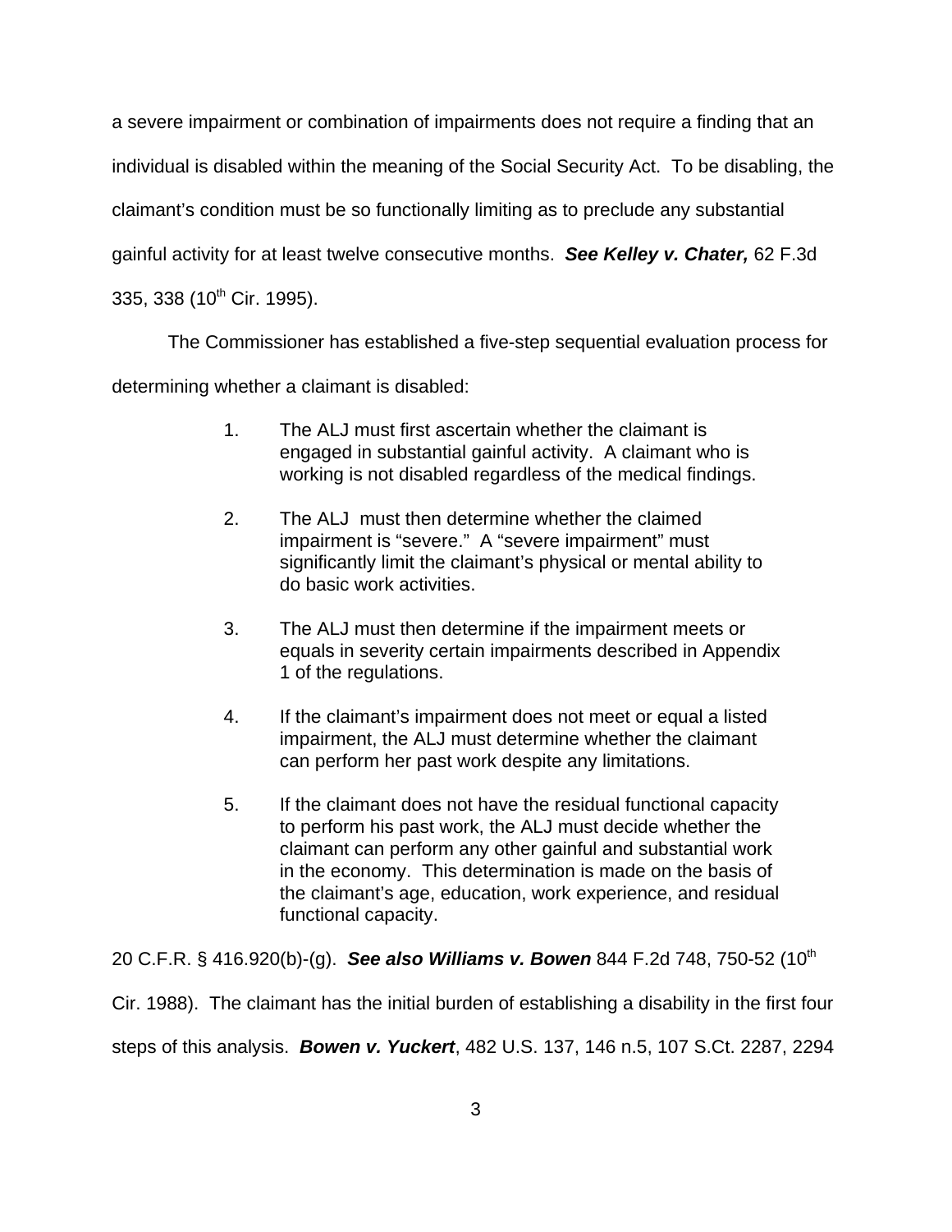a severe impairment or combination of impairments does not require a finding that an individual is disabled within the meaning of the Social Security Act. To be disabling, the claimant's condition must be so functionally limiting as to preclude any substantial gainful activity for at least twelve consecutive months. ***See Kelley v. Chater,*** 62 F.3d 335, 338 (10th Cir. 1995).

The Commissioner has established a five-step sequential evaluation process for determining whether a claimant is disabled:

> 1. The ALJ must first ascertain whether the claimant is engaged in substantial gainful activity. A claimant who is working is not disabled regardless of the medical findings.
>
> 2. The ALJ must then determine whether the claimed impairment is "severe." A "severe impairment" must significantly limit the claimant's physical or mental ability to do basic work activities.
>
> 3. The ALJ must then determine if the impairment meets or equals in severity certain impairments described in Appendix 1 of the regulations.
>
> 4. If the claimant's impairment does not meet or equal a listed impairment, the ALJ must determine whether the claimant can perform her past work despite any limitations.
>
> 5. If the claimant does not have the residual functional capacity to perform his past work, the ALJ must decide whether the claimant can perform any other gainful and substantial work in the economy. This determination is made on the basis of the claimant's age, education, work experience, and residual functional capacity.

20 C.F.R. § 416.920(b)-(g). ***See also Williams v. Bowen*** 844 F.2d 748, 750-52 (10th Cir. 1988). The claimant has the initial burden of establishing a disability in the first four steps of this analysis. ***Bowen v. Yuckert***, 482 U.S. 137, 146 n.5, 107 S.Ct. 2287, 2294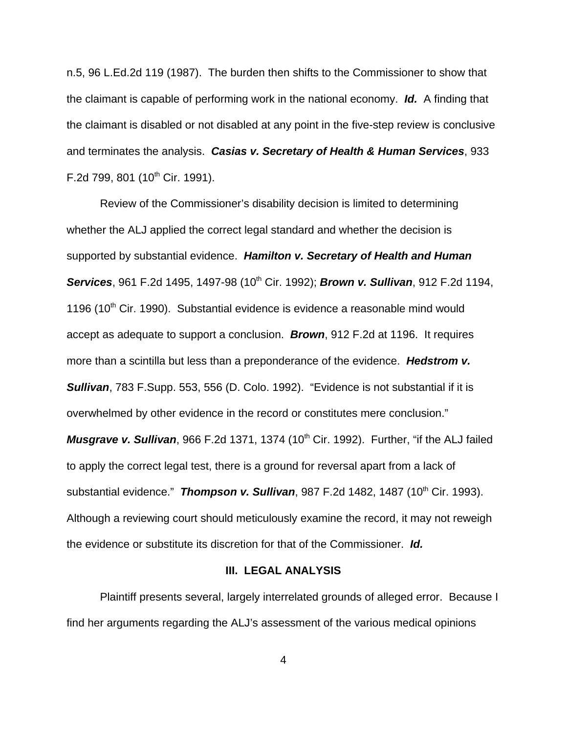n.5, 96 L.Ed.2d 119 (1987). The burden then shifts to the Commissioner to show that the claimant is capable of performing work in the national economy. ***Id.*** A finding that the claimant is disabled or not disabled at any point in the five-step review is conclusive and terminates the analysis. ***Casias v. Secretary of Health & Human Services***, 933 F.2d 799, 801 (10th Cir. 1991).

Review of the Commissioner's disability decision is limited to determining whether the ALJ applied the correct legal standard and whether the decision is supported by substantial evidence. ***Hamilton v. Secretary of Health and Human Services***, 961 F.2d 1495, 1497-98 (10th Cir. 1992); ***Brown v. Sullivan***, 912 F.2d 1194, 1196 (10th Cir. 1990). Substantial evidence is evidence a reasonable mind would accept as adequate to support a conclusion. ***Brown***, 912 F.2d at 1196. It requires more than a scintilla but less than a preponderance of the evidence. ***Hedstrom v. Sullivan***, 783 F.Supp. 553, 556 (D. Colo. 1992). "Evidence is not substantial if it is overwhelmed by other evidence in the record or constitutes mere conclusion." ***Musgrave v. Sullivan***, 966 F.2d 1371, 1374 (10th Cir. 1992). Further, "if the ALJ failed to apply the correct legal test, there is a ground for reversal apart from a lack of substantial evidence." ***Thompson v. Sullivan***, 987 F.2d 1482, 1487 (10th Cir. 1993). Although a reviewing court should meticulously examine the record, it may not reweigh the evidence or substitute its discretion for that of the Commissioner. ***Id.***

## III. LEGAL ANALYSIS

Plaintiff presents several, largely interrelated grounds of alleged error. Because I find her arguments regarding the ALJ's assessment of the various medical opinions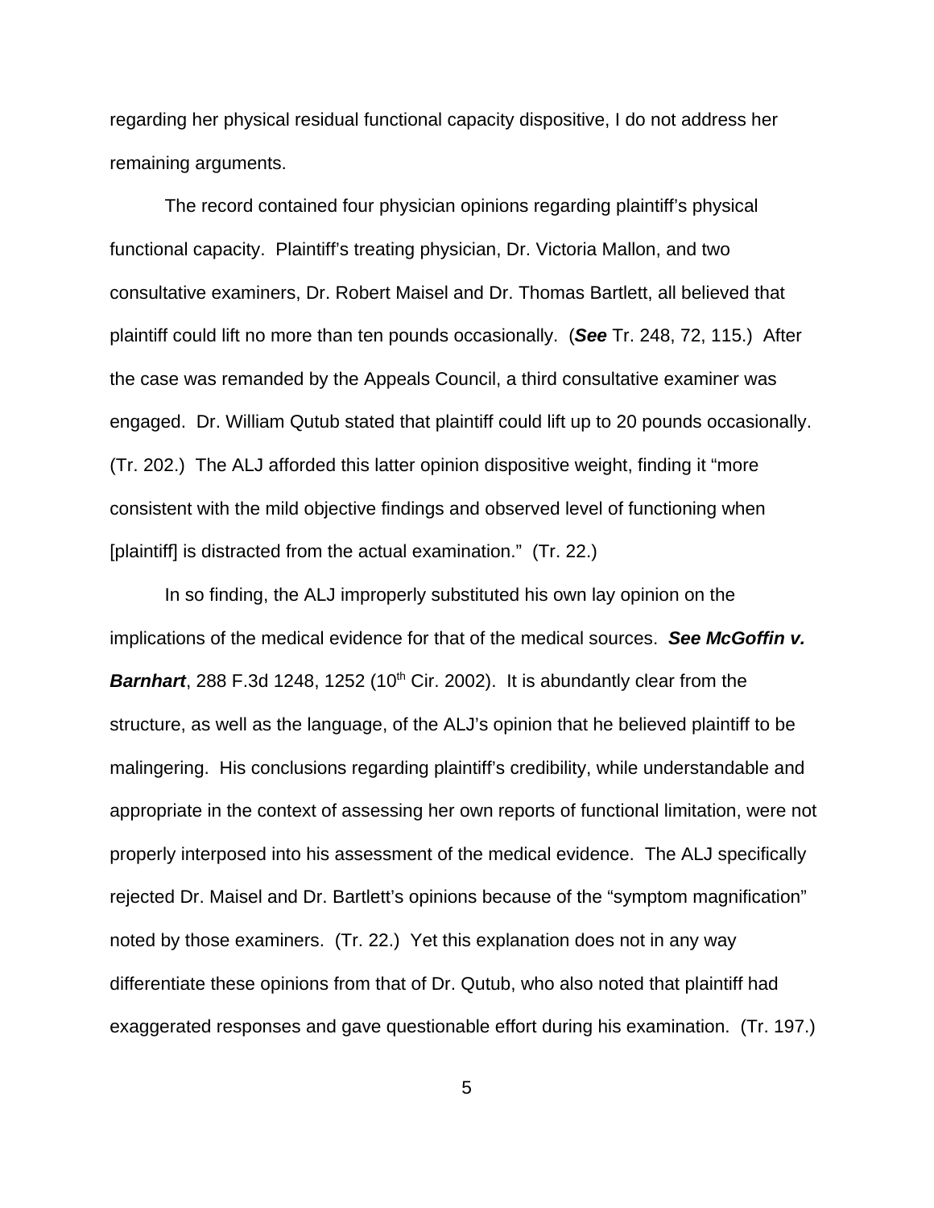regarding her physical residual functional capacity dispositive, I do not address her remaining arguments.

The record contained four physician opinions regarding plaintiff's physical functional capacity. Plaintiff's treating physician, Dr. Victoria Mallon, and two consultative examiners, Dr. Robert Maisel and Dr. Thomas Bartlett, all believed that plaintiff could lift no more than ten pounds occasionally. (***See*** Tr. 248, 72, 115.) After the case was remanded by the Appeals Council, a third consultative examiner was engaged. Dr. William Qutub stated that plaintiff could lift up to 20 pounds occasionally. (Tr. 202.) The ALJ afforded this latter opinion dispositive weight, finding it "more consistent with the mild objective findings and observed level of functioning when [plaintiff] is distracted from the actual examination." (Tr. 22.)

In so finding, the ALJ improperly substituted his own lay opinion on the implications of the medical evidence for that of the medical sources. ***See McGoffin v. Barnhart***, 288 F.3d 1248, 1252 (10th Cir. 2002). It is abundantly clear from the structure, as well as the language, of the ALJ's opinion that he believed plaintiff to be malingering. His conclusions regarding plaintiff's credibility, while understandable and appropriate in the context of assessing her own reports of functional limitation, were not properly interposed into his assessment of the medical evidence. The ALJ specifically rejected Dr. Maisel and Dr. Bartlett's opinions because of the "symptom magnification" noted by those examiners. (Tr. 22.) Yet this explanation does not in any way differentiate these opinions from that of Dr. Qutub, who also noted that plaintiff had exaggerated responses and gave questionable effort during his examination. (Tr. 197.)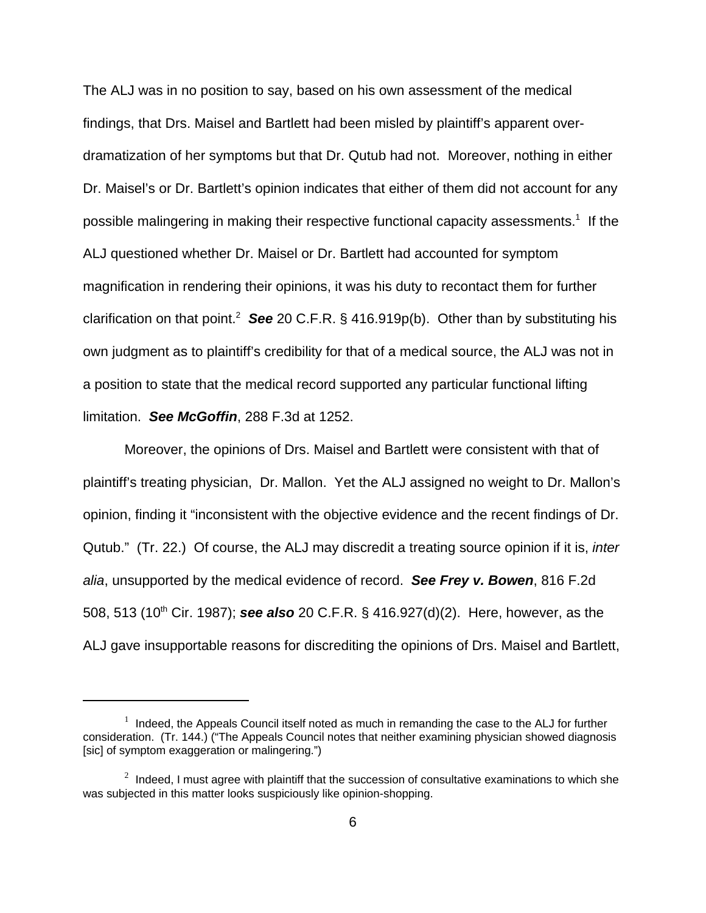The ALJ was in no position to say, based on his own assessment of the medical findings, that Drs. Maisel and Bartlett had been misled by plaintiff's apparent over-dramatization of her symptoms but that Dr. Qutub had not. Moreover, nothing in either Dr. Maisel's or Dr. Bartlett's opinion indicates that either of them did not account for any possible malingering in making their respective functional capacity assessments.[1] If the ALJ questioned whether Dr. Maisel or Dr. Bartlett had accounted for symptom magnification in rendering their opinions, it was his duty to recontact them for further clarification on that point.[2] ***See*** 20 C.F.R. § 416.919p(b). Other than by substituting his own judgment as to plaintiff's credibility for that of a medical source, the ALJ was not in a position to state that the medical record supported any particular functional lifting limitation. ***See McGoffin***, 288 F.3d at 1252.

Moreover, the opinions of Drs. Maisel and Bartlett were consistent with that of plaintiff's treating physician, Dr. Mallon. Yet the ALJ assigned no weight to Dr. Mallon's opinion, finding it "inconsistent with the objective evidence and the recent findings of Dr. Qutub." (Tr. 22.) Of course, the ALJ may discredit a treating source opinion if it is, *inter alia*, unsupported by the medical evidence of record. ***See Frey v. Bowen***, 816 F.2d 508, 513 (10th Cir. 1987); ***see also*** 20 C.F.R. § 416.927(d)(2). Here, however, as the ALJ gave insupportable reasons for discrediting the opinions of Drs. Maisel and Bartlett,

---

[1] Indeed, the Appeals Council itself noted as much in remanding the case to the ALJ for further consideration. (Tr. 144.) ("The Appeals Council notes that neither examining physician showed diagnosis [sic] of symptom exaggeration or malingering.")

[2] Indeed, I must agree with plaintiff that the succession of consultative examinations to which she was subjected in this matter looks suspiciously like opinion-shopping.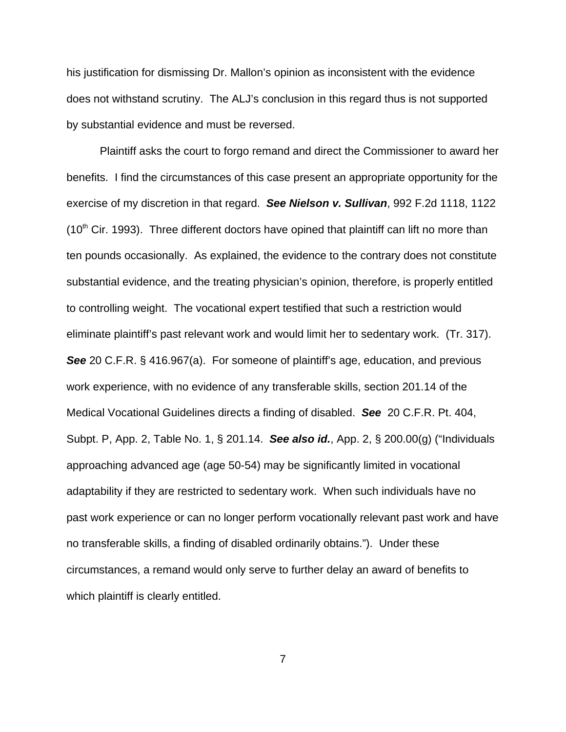his justification for dismissing Dr. Mallon's opinion as inconsistent with the evidence does not withstand scrutiny. The ALJ's conclusion in this regard thus is not supported by substantial evidence and must be reversed.

Plaintiff asks the court to forgo remand and direct the Commissioner to award her benefits. I find the circumstances of this case present an appropriate opportunity for the exercise of my discretion in that regard. ***See Nielson v. Sullivan***, 992 F.2d 1118, 1122 (10th Cir. 1993). Three different doctors have opined that plaintiff can lift no more than ten pounds occasionally. As explained, the evidence to the contrary does not constitute substantial evidence, and the treating physician's opinion, therefore, is properly entitled to controlling weight. The vocational expert testified that such a restriction would eliminate plaintiff's past relevant work and would limit her to sedentary work. (Tr. 317). ***See*** 20 C.F.R. § 416.967(a). For someone of plaintiff's age, education, and previous work experience, with no evidence of any transferable skills, section 201.14 of the Medical Vocational Guidelines directs a finding of disabled. ***See*** 20 C.F.R. Pt. 404, Subpt. P, App. 2, Table No. 1, § 201.14. ***See also id.***, App. 2, § 200.00(g) ("Individuals approaching advanced age (age 50-54) may be significantly limited in vocational adaptability if they are restricted to sedentary work. When such individuals have no past work experience or can no longer perform vocationally relevant past work and have no transferable skills, a finding of disabled ordinarily obtains."). Under these circumstances, a remand would only serve to further delay an award of benefits to which plaintiff is clearly entitled.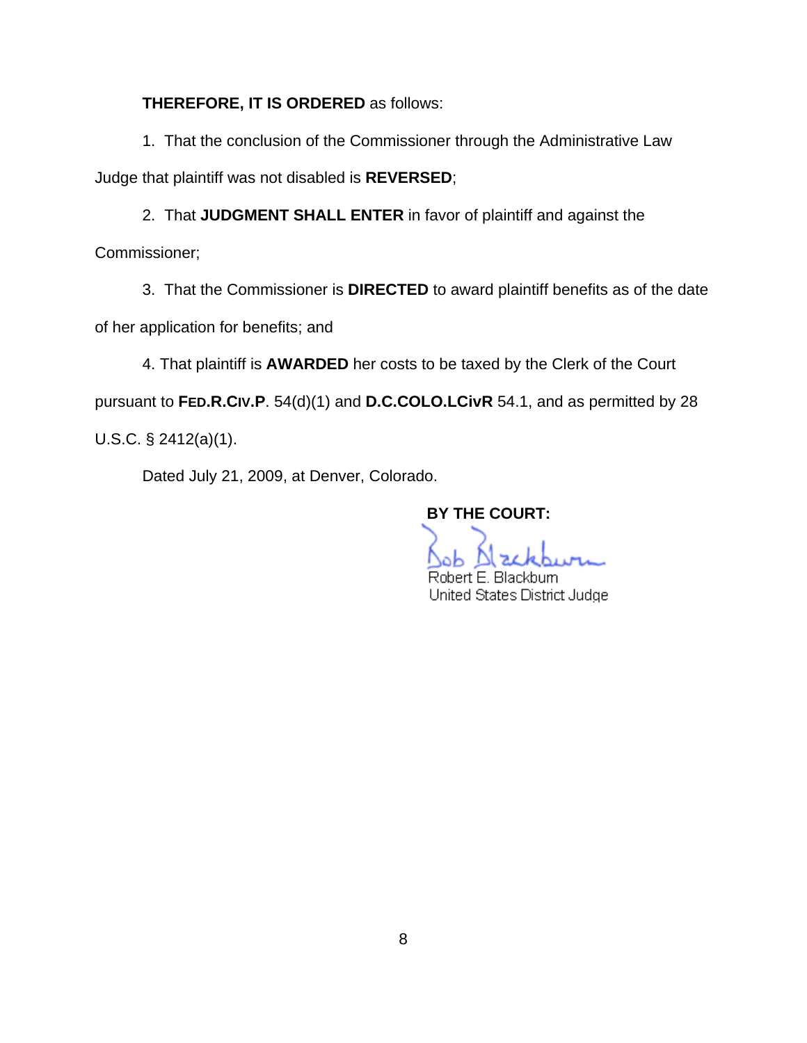**THEREFORE, IT IS ORDERED** as follows:

1. That the conclusion of the Commissioner through the Administrative Law Judge that plaintiff was not disabled is **REVERSED**;

2. That **JUDGMENT SHALL ENTER** in favor of plaintiff and against the Commissioner;

3. That the Commissioner is **DIRECTED** to award plaintiff benefits as of the date of her application for benefits; and

4. That plaintiff is **AWARDED** her costs to be taxed by the Clerk of the Court pursuant to **FED.R.CIV.P**. 54(d)(1) and **D.C.COLO.LCivR** 54.1, and as permitted by 28 U.S.C. § 2412(a)(1).

Dated July 21, 2009, at Denver, Colorado.

**BY THE COURT:**

Robert E. Blackburn
United States District Judge